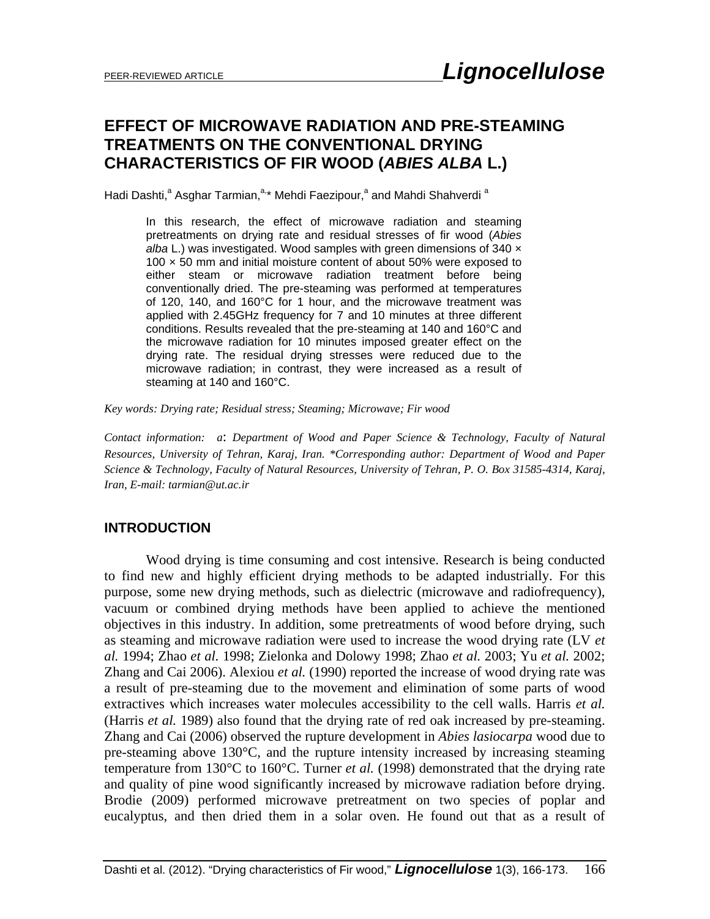PEER-REVIEWED ARTICLE

# EFFECT OF MICROWAVE RADIATION AND PRE-STEAMING TREATMENTS ON THE CONVENTIONAL DRYING CHARACTERISTICS OF FIR WOOD (*ABIES ALBA* L.)

Hadi Dashti,[a] Asghar Tarmian,[a,*] Mehdi Faezipour,[a] and Mahdi Shahverdi [a]

In this research, the effect of microwave radiation and steaming pretreatments on drying rate and residual stresses of fir wood (*Abies alba* L.) was investigated. Wood samples with green dimensions of 340 × 100 × 50 mm and initial moisture content of about 50% were exposed to either steam or microwave radiation treatment before being conventionally dried. The pre-steaming was performed at temperatures of 120, 140, and 160°C for 1 hour, and the microwave treatment was applied with 2.45GHz frequency for 7 and 10 minutes at three different conditions. Results revealed that the pre-steaming at 140 and 160°C and the microwave radiation for 10 minutes imposed greater effect on the drying rate. The residual drying stresses were reduced due to the microwave radiation; in contrast, they were increased as a result of steaming at 140 and 160°C.

*Key words: Drying rate; Residual stress; Steaming; Microwave; Fir wood*

*Contact information: a: Department of Wood and Paper Science & Technology, Faculty of Natural Resources, University of Tehran, Karaj, Iran. \*Corresponding author: Department of Wood and Paper Science & Technology, Faculty of Natural Resources, University of Tehran, P. O. Box 31585-4314, Karaj, Iran, E-mail: tarmian@ut.ac.ir*

## INTRODUCTION

Wood drying is time consuming and cost intensive. Research is being conducted to find new and highly efficient drying methods to be adapted industrially. For this purpose, some new drying methods, such as dielectric (microwave and radiofrequency), vacuum or combined drying methods have been applied to achieve the mentioned objectives in this industry. In addition, some pretreatments of wood before drying, such as steaming and microwave radiation were used to increase the wood drying rate (LV *et al.* 1994; Zhao *et al.* 1998; Zielonka and Dolowy 1998; Zhao *et al.* 2003; Yu *et al.* 2002; Zhang and Cai 2006). Alexiou *et al.* (1990) reported the increase of wood drying rate was a result of pre-steaming due to the movement and elimination of some parts of wood extractives which increases water molecules accessibility to the cell walls. Harris *et al.* (Harris *et al.* 1989) also found that the drying rate of red oak increased by pre-steaming. Zhang and Cai (2006) observed the rupture development in *Abies lasiocarpa* wood due to pre-steaming above 130°C, and the rupture intensity increased by increasing steaming temperature from 130°C to 160°C. Turner *et al.* (1998) demonstrated that the drying rate and quality of pine wood significantly increased by microwave radiation before drying. Brodie (2009) performed microwave pretreatment on two species of poplar and eucalyptus, and then dried them in a solar oven. He found out that as a result of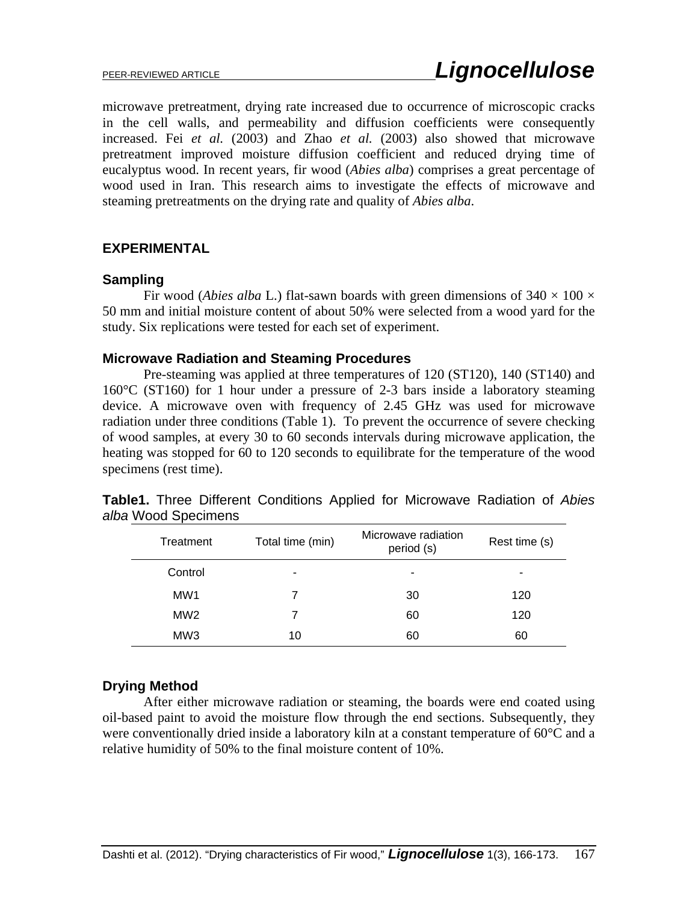microwave pretreatment, drying rate increased due to occurrence of microscopic cracks in the cell walls, and permeability and diffusion coefficients were consequently increased. Fei *et al.* (2003) and Zhao *et al.* (2003) also showed that microwave pretreatment improved moisture diffusion coefficient and reduced drying time of eucalyptus wood. In recent years, fir wood (*Abies alba*) comprises a great percentage of wood used in Iran. This research aims to investigate the effects of microwave and steaming pretreatments on the drying rate and quality of *Abies alba*.

## EXPERIMENTAL

### Sampling

Fir wood (*Abies alba* L.) flat-sawn boards with green dimensions of 340 × 100 × 50 mm and initial moisture content of about 50% were selected from a wood yard for the study. Six replications were tested for each set of experiment.

### Microwave Radiation and Steaming Procedures

Pre-steaming was applied at three temperatures of 120 (ST120), 140 (ST140) and 160°C (ST160) for 1 hour under a pressure of 2-3 bars inside a laboratory steaming device. A microwave oven with frequency of 2.45 GHz was used for microwave radiation under three conditions (Table 1). To prevent the occurrence of severe checking of wood samples, at every 30 to 60 seconds intervals during microwave application, the heating was stopped for 60 to 120 seconds to equilibrate for the temperature of the wood specimens (rest time).

**Table1.** Three Different Conditions Applied for Microwave Radiation of *Abies alba* Wood Specimens

| Treatment | Total time (min) | Microwave radiation period (s) | Rest time (s) |
|---|---|---|---|
| Control | - | - | - |
| MW1 | 7 | 30 | 120 |
| MW2 | 7 | 60 | 120 |
| MW3 | 10 | 60 | 60 |

### Drying Method

After either microwave radiation or steaming, the boards were end coated using oil-based paint to avoid the moisture flow through the end sections. Subsequently, they were conventionally dried inside a laboratory kiln at a constant temperature of 60°C and a relative humidity of 50% to the final moisture content of 10%.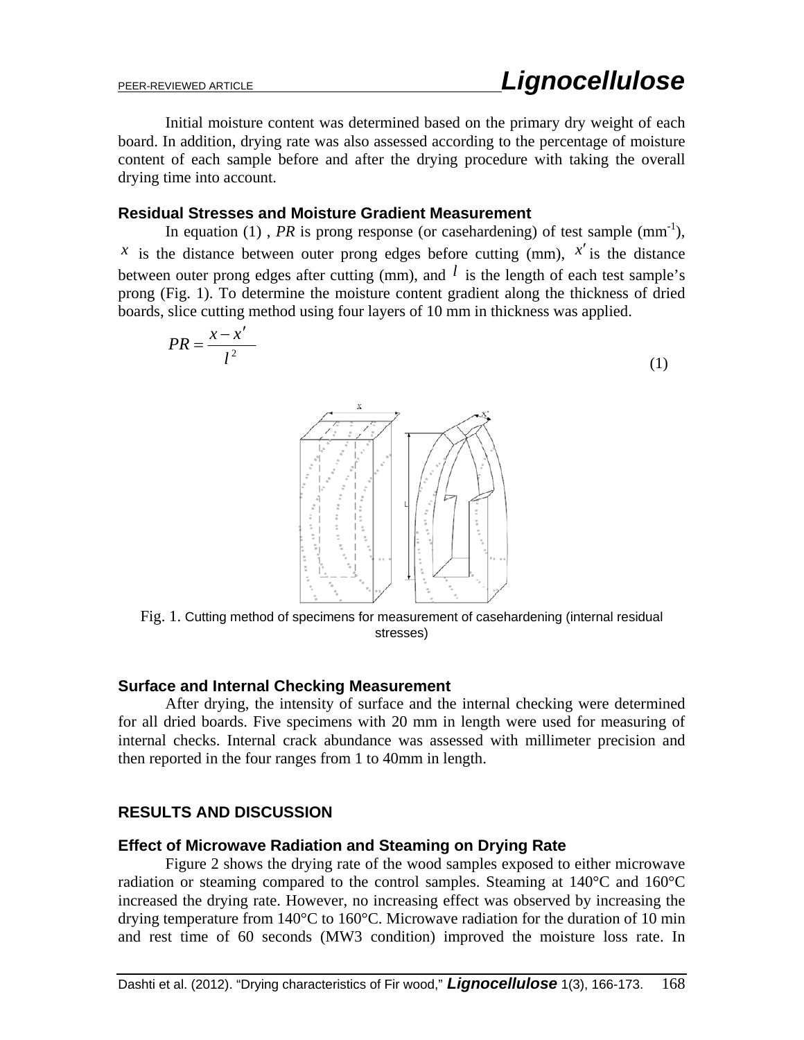Initial moisture content was determined based on the primary dry weight of each board. In addition, drying rate was also assessed according to the percentage of moisture content of each sample before and after the drying procedure with taking the overall drying time into account.

### Residual Stresses and Moisture Gradient Measurement

In equation (1) , *PR* is prong response (or casehardening) of test sample ($mm^{-1}$), $x$ is the distance between outer prong edges before cutting (mm), $x'$ is the distance between outer prong edges after cutting (mm), and $l$ is the length of each test sample's prong (Fig. 1). To determine the moisture content gradient along the thickness of dried boards, slice cutting method using four layers of 10 mm in thickness was applied.

$$PR = \frac{x - x'}{l^2} \tag{1}$$

Fig. 1. Cutting method of specimens for measurement of casehardening (internal residual stresses)

### Surface and Internal Checking Measurement

After drying, the intensity of surface and the internal checking were determined for all dried boards. Five specimens with 20 mm in length were used for measuring of internal checks. Internal crack abundance was assessed with millimeter precision and then reported in the four ranges from 1 to 40mm in length.

## RESULTS AND DISCUSSION

### Effect of Microwave Radiation and Steaming on Drying Rate

Figure 2 shows the drying rate of the wood samples exposed to either microwave radiation or steaming compared to the control samples. Steaming at 140°C and 160°C increased the drying rate. However, no increasing effect was observed by increasing the drying temperature from 140°C to 160°C. Microwave radiation for the duration of 10 min and rest time of 60 seconds (MW3 condition) improved the moisture loss rate. In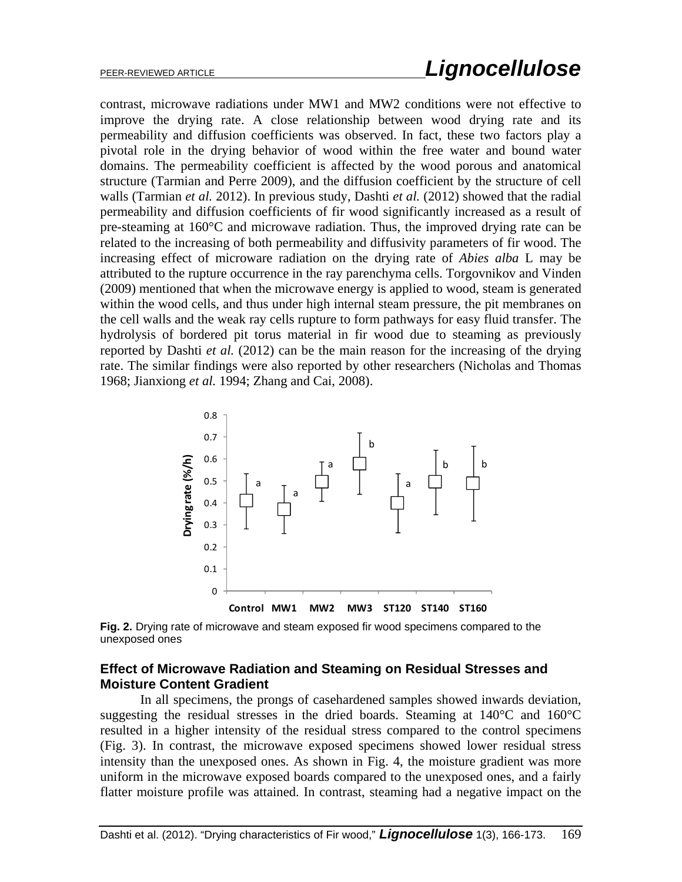contrast, microwave radiations under MW1 and MW2 conditions were not effective to improve the drying rate. A close relationship between wood drying rate and its permeability and diffusion coefficients was observed. In fact, these two factors play a pivotal role in the drying behavior of wood within the free water and bound water domains. The permeability coefficient is affected by the wood porous and anatomical structure (Tarmian and Perre 2009), and the diffusion coefficient by the structure of cell walls (Tarmian *et al.* 2012). In previous study, Dashti *et al.* (2012) showed that the radial permeability and diffusion coefficients of fir wood significantly increased as a result of pre-steaming at 160°C and microwave radiation. Thus, the improved drying rate can be related to the increasing of both permeability and diffusivity parameters of fir wood. The increasing effect of microware radiation on the drying rate of *Abies alba* L may be attributed to the rupture occurrence in the ray parenchyma cells. Torgovnikov and Vinden (2009) mentioned that when the microwave energy is applied to wood, steam is generated within the wood cells, and thus under high internal steam pressure, the pit membranes on the cell walls and the weak ray cells rupture to form pathways for easy fluid transfer. The hydrolysis of bordered pit torus material in fir wood due to steaming as previously reported by Dashti *et al.* (2012) can be the main reason for the increasing of the drying rate. The similar findings were also reported by other researchers (Nicholas and Thomas 1968; Jianxiong *et al.* 1994; Zhang and Cai, 2008).

**Fig. 2.** Drying rate of microwave and steam exposed fir wood specimens compared to the unexposed ones

## Effect of Microwave Radiation and Steaming on Residual Stresses and Moisture Content Gradient

In all specimens, the prongs of casehardened samples showed inwards deviation, suggesting the residual stresses in the dried boards. Steaming at 140°C and 160°C resulted in a higher intensity of the residual stress compared to the control specimens (Fig. 3). In contrast, the microwave exposed specimens showed lower residual stress intensity than the unexposed ones. As shown in Fig. 4, the moisture gradient was more uniform in the microwave exposed boards compared to the unexposed ones, and a fairly flatter moisture profile was attained. In contrast, steaming had a negative impact on the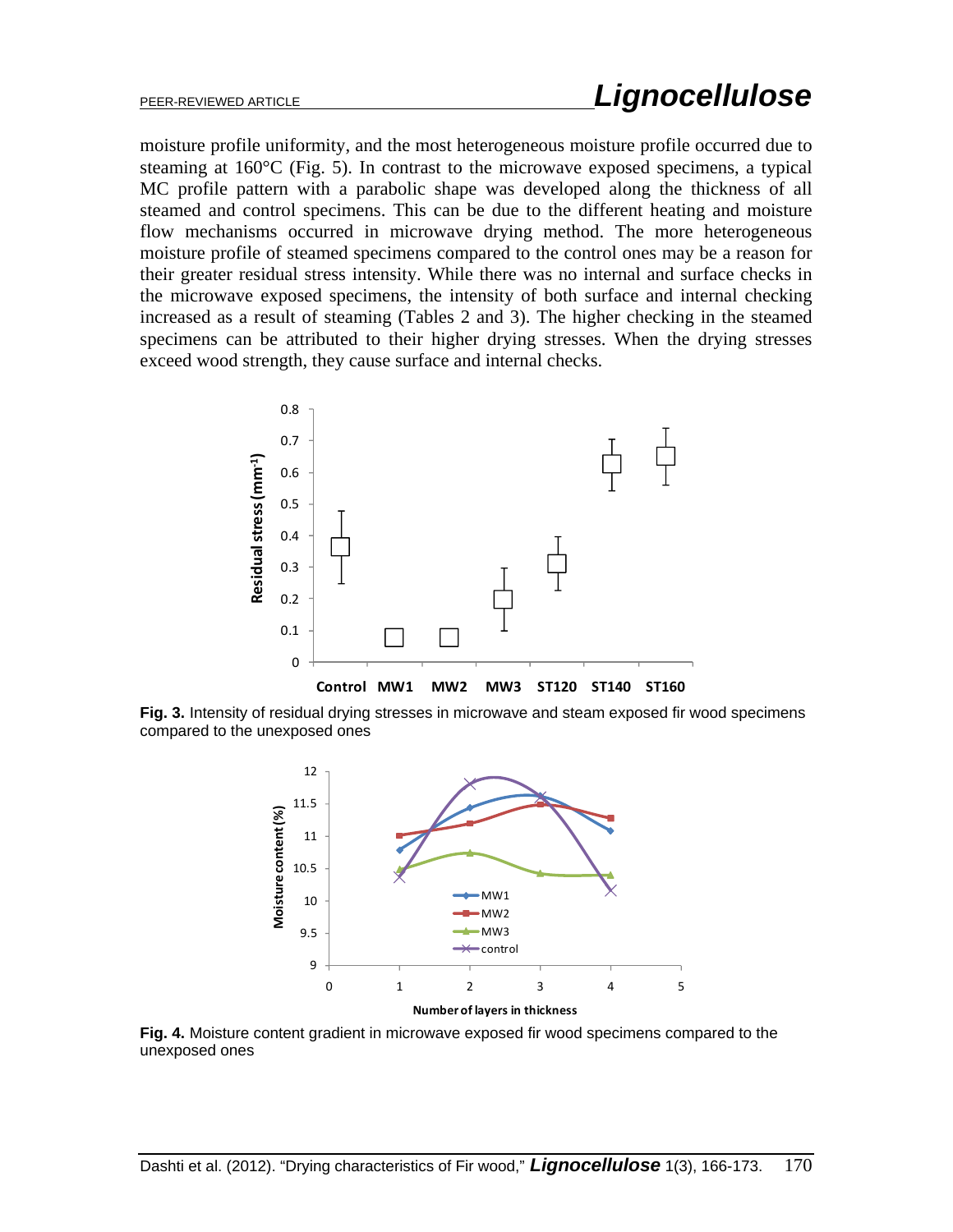moisture profile uniformity, and the most heterogeneous moisture profile occurred due to steaming at 160°C (Fig. 5). In contrast to the microwave exposed specimens, a typical MC profile pattern with a parabolic shape was developed along the thickness of all steamed and control specimens. This can be due to the different heating and moisture flow mechanisms occurred in microwave drying method. The more heterogeneous moisture profile of steamed specimens compared to the control ones may be a reason for their greater residual stress intensity. While there was no internal and surface checks in the microwave exposed specimens, the intensity of both surface and internal checking increased as a result of steaming (Tables 2 and 3). The higher checking in the steamed specimens can be attributed to their higher drying stresses. When the drying stresses exceed wood strength, they cause surface and internal checks.

**Fig. 3.** Intensity of residual drying stresses in microwave and steam exposed fir wood specimens compared to the unexposed ones

**Fig. 4.** Moisture content gradient in microwave exposed fir wood specimens compared to the unexposed ones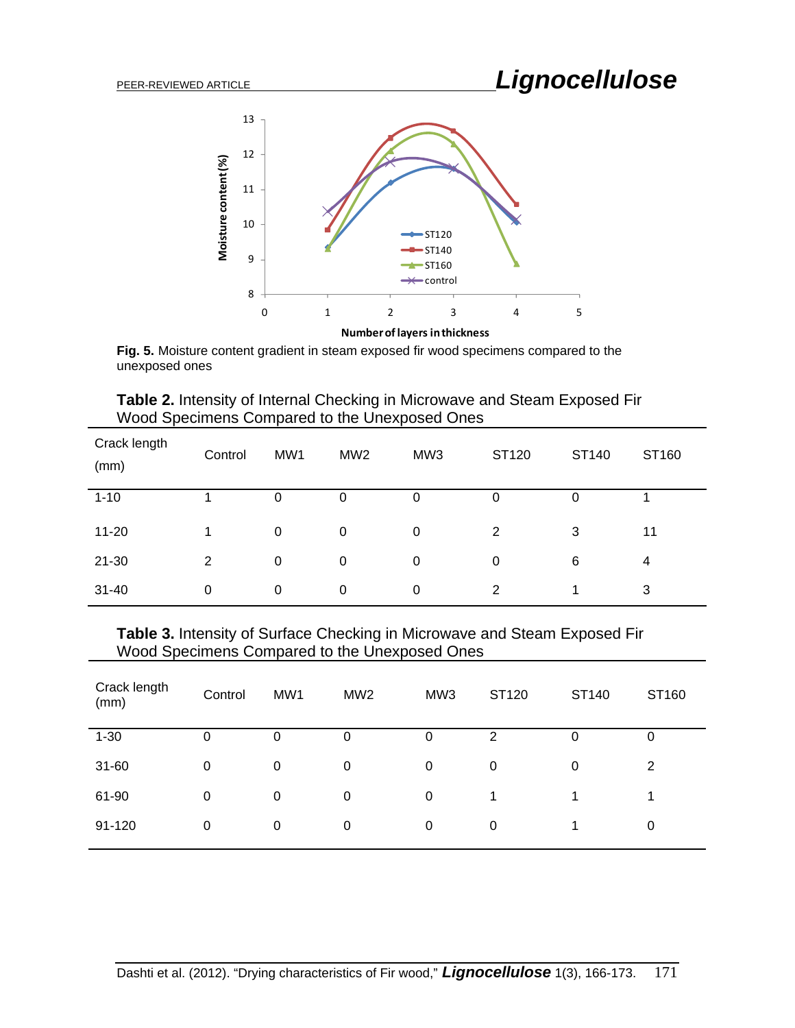**Fig. 5.** Moisture content gradient in steam exposed fir wood specimens compared to the unexposed ones

**Table 2.** Intensity of Internal Checking in Microwave and Steam Exposed Fir Wood Specimens Compared to the Unexposed Ones

| Crack length (mm) | Control | MW1 | MW2 | MW3 | ST120 | ST140 | ST160 |
|---|---|---|---|---|---|---|---|
| 1-10 | 1 | 0 | 0 | 0 | 0 | 0 | 1 |
| 11-20 | 1 | 0 | 0 | 0 | 2 | 3 | 11 |
| 21-30 | 2 | 0 | 0 | 0 | 0 | 6 | 4 |
| 31-40 | 0 | 0 | 0 | 0 | 2 | 1 | 3 |

**Table 3.** Intensity of Surface Checking in Microwave and Steam Exposed Fir Wood Specimens Compared to the Unexposed Ones

| Crack length (mm) | Control | MW1 | MW2 | MW3 | ST120 | ST140 | ST160 |
|---|---|---|---|---|---|---|---|
| 1-30 | 0 | 0 | 0 | 0 | 2 | 0 | 0 |
| 31-60 | 0 | 0 | 0 | 0 | 0 | 0 | 2 |
| 61-90 | 0 | 0 | 0 | 0 | 1 | 1 | 1 |
| 91-120 | 0 | 0 | 0 | 0 | 0 | 1 | 0 |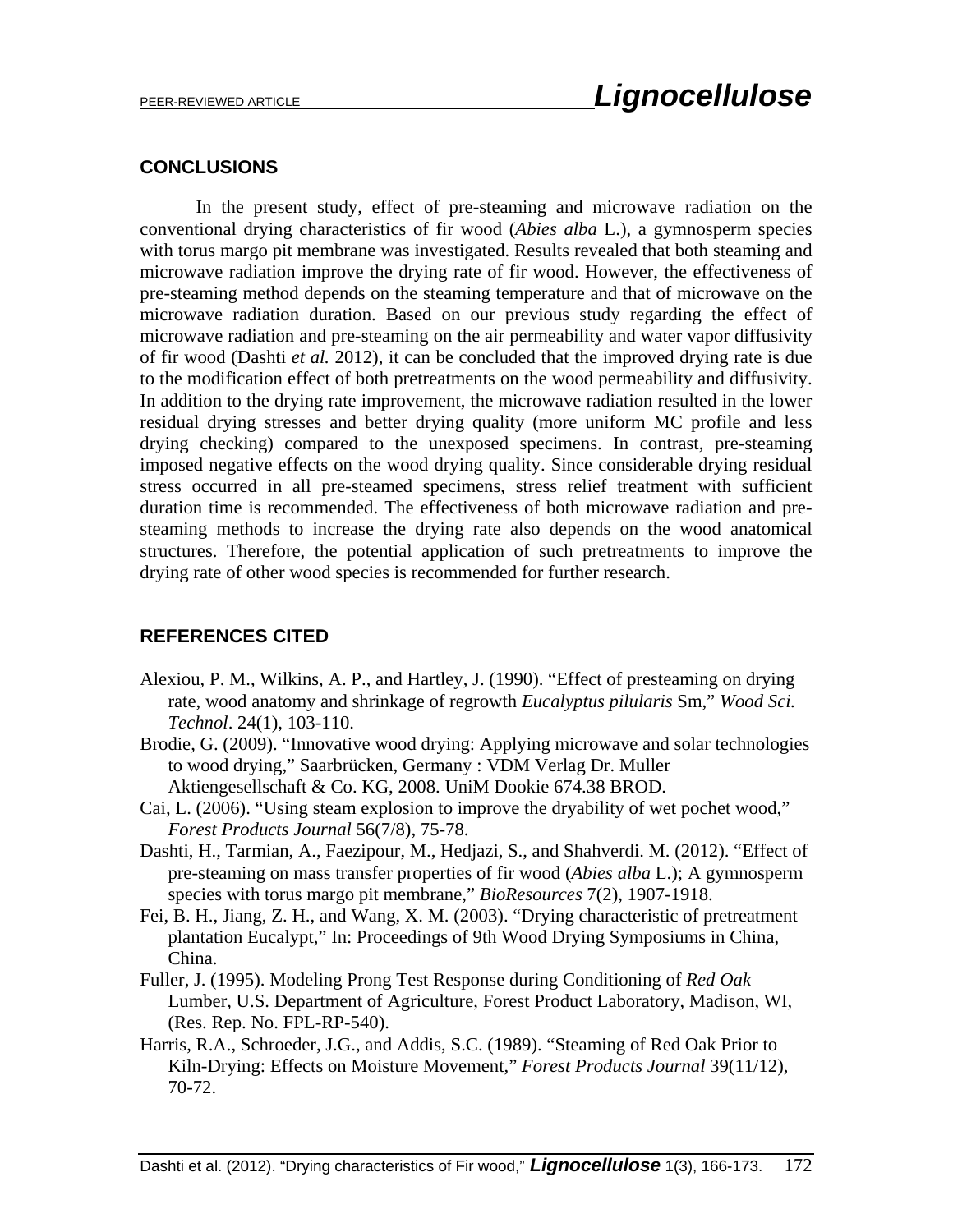## CONCLUSIONS

In the present study, effect of pre-steaming and microwave radiation on the conventional drying characteristics of fir wood (*Abies alba* L.), a gymnosperm species with torus margo pit membrane was investigated. Results revealed that both steaming and microwave radiation improve the drying rate of fir wood. However, the effectiveness of pre-steaming method depends on the steaming temperature and that of microwave on the microwave radiation duration. Based on our previous study regarding the effect of microwave radiation and pre-steaming on the air permeability and water vapor diffusivity of fir wood (Dashti *et al.* 2012), it can be concluded that the improved drying rate is due to the modification effect of both pretreatments on the wood permeability and diffusivity. In addition to the drying rate improvement, the microwave radiation resulted in the lower residual drying stresses and better drying quality (more uniform MC profile and less drying checking) compared to the unexposed specimens. In contrast, pre-steaming imposed negative effects on the wood drying quality. Since considerable drying residual stress occurred in all pre-steamed specimens, stress relief treatment with sufficient duration time is recommended. The effectiveness of both microwave radiation and pre-steaming methods to increase the drying rate also depends on the wood anatomical structures. Therefore, the potential application of such pretreatments to improve the drying rate of other wood species is recommended for further research.

## REFERENCES CITED

Alexiou, P. M., Wilkins, A. P., and Hartley, J. (1990). "Effect of presteaming on drying rate, wood anatomy and shrinkage of regrowth *Eucalyptus pilularis* Sm," *Wood Sci. Technol*. 24(1), 103-110.

Brodie, G. (2009). "Innovative wood drying: Applying microwave and solar technologies to wood drying," Saarbrücken, Germany : VDM Verlag Dr. Muller Aktiengesellschaft & Co. KG, 2008. UniM Dookie 674.38 BROD.

Cai, L. (2006). "Using steam explosion to improve the dryability of wet pochet wood," *Forest Products Journal* 56(7/8), 75-78.

Dashti, H., Tarmian, A., Faezipour, M., Hedjazi, S., and Shahverdi. M. (2012). "Effect of pre-steaming on mass transfer properties of fir wood (*Abies alba* L.); A gymnosperm species with torus margo pit membrane," *BioResources* 7(2), 1907-1918.

Fei, B. H., Jiang, Z. H., and Wang, X. M. (2003). "Drying characteristic of pretreatment plantation Eucalypt," In: Proceedings of 9th Wood Drying Symposiums in China, China.

Fuller, J. (1995). Modeling Prong Test Response during Conditioning of *Red Oak* Lumber, U.S. Department of Agriculture, Forest Product Laboratory, Madison, WI, (Res. Rep. No. FPL-RP-540).

Harris, R.A., Schroeder, J.G., and Addis, S.C. (1989). "Steaming of Red Oak Prior to Kiln-Drying: Effects on Moisture Movement," *Forest Products Journal* 39(11/12), 70-72.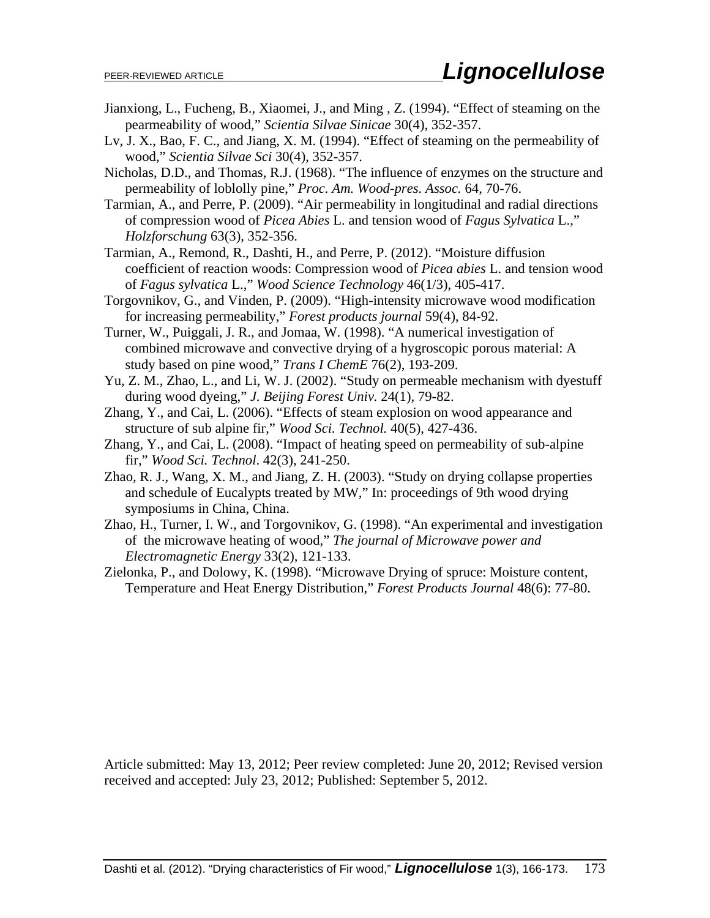Jianxiong, L., Fucheng, B., Xiaomei, J., and Ming , Z. (1994). "Effect of steaming on the pearmeability of wood," *Scientia Silvae Sinicae* 30(4), 352-357.

Lv, J. X., Bao, F. C., and Jiang, X. M. (1994). "Effect of steaming on the permeability of wood," *Scientia Silvae Sci* 30(4), 352-357.

Nicholas, D.D., and Thomas, R.J. (1968). "The influence of enzymes on the structure and permeability of loblolly pine," *Proc. Am. Wood-pres. Assoc.* 64, 70-76.

Tarmian, A., and Perre, P. (2009). "Air permeability in longitudinal and radial directions of compression wood of *Picea Abies* L. and tension wood of *Fagus Sylvatica* L.," *Holzforschung* 63(3), 352-356.

Tarmian, A., Remond, R., Dashti, H., and Perre, P. (2012). "Moisture diffusion coefficient of reaction woods: Compression wood of *Picea abies* L. and tension wood of *Fagus sylvatica* L.," *Wood Science Technology* 46(1/3), 405-417.

Torgovnikov, G., and Vinden, P. (2009). "High-intensity microwave wood modification for increasing permeability," *Forest products journal* 59(4), 84-92.

Turner, W., Puiggali, J. R., and Jomaa, W. (1998). "A numerical investigation of combined microwave and convective drying of a hygroscopic porous material: A study based on pine wood," *Trans I ChemE* 76(2), 193-209.

Yu, Z. M., Zhao, L., and Li, W. J. (2002). "Study on permeable mechanism with dyestuff during wood dyeing," *J. Beijing Forest Univ.* 24(1), 79-82.

Zhang, Y., and Cai, L. (2006). "Effects of steam explosion on wood appearance and structure of sub alpine fir," *Wood Sci. Technol.* 40(5), 427-436.

Zhang, Y., and Cai, L. (2008). "Impact of heating speed on permeability of sub-alpine fir," *Wood Sci. Technol*. 42(3), 241-250.

Zhao, R. J., Wang, X. M., and Jiang, Z. H. (2003). "Study on drying collapse properties and schedule of Eucalypts treated by MW," In: proceedings of 9th wood drying symposiums in China, China.

Zhao, H., Turner, I. W., and Torgovnikov, G. (1998). "An experimental and investigation of the microwave heating of wood," *The journal of Microwave power and Electromagnetic Energy* 33(2), 121-133.

Zielonka, P., and Dolowy, K. (1998). "Microwave Drying of spruce: Moisture content, Temperature and Heat Energy Distribution," *Forest Products Journal* 48(6): 77-80.

Article submitted: May 13, 2012; Peer review completed: June 20, 2012; Revised version received and accepted: July 23, 2012; Published: September 5, 2012.